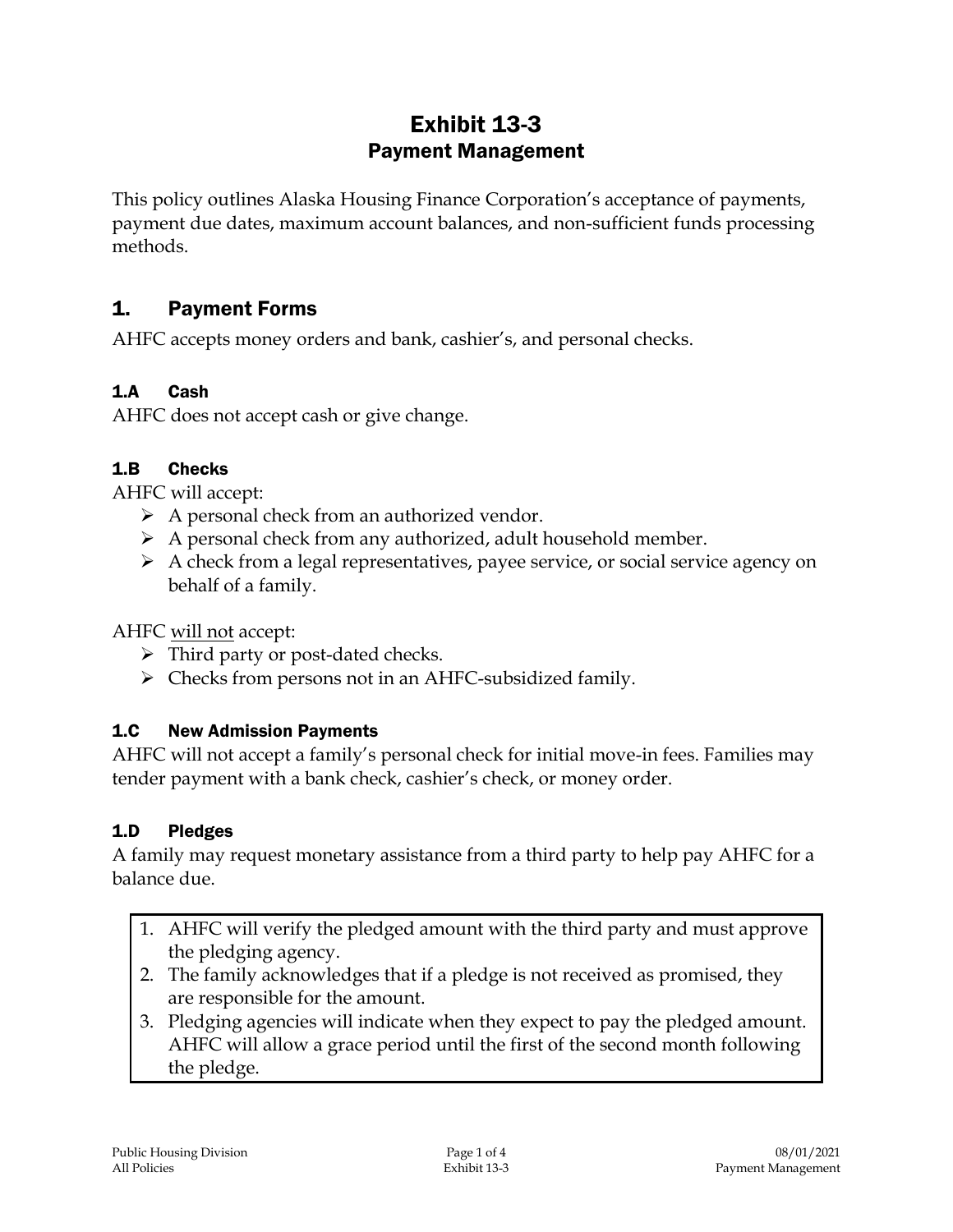# Exhibit 13-3
## Payment Management

This policy outlines Alaska Housing Finance Corporation's acceptance of payments, payment due dates, maximum account balances, and non-sufficient funds processing methods.

## 1. Payment Forms

AHFC accepts money orders and bank, cashier's, and personal checks.

### 1.A Cash

AHFC does not accept cash or give change.

### 1.B Checks

AHFC will accept:

- A personal check from an authorized vendor.
- A personal check from any authorized, adult household member.
- A check from a legal representatives, payee service, or social service agency on behalf of a family.

AHFC will not accept:

- Third party or post-dated checks.
- Checks from persons not in an AHFC-subsidized family.

### 1.C New Admission Payments

AHFC will not accept a family's personal check for initial move-in fees. Families may tender payment with a bank check, cashier's check, or money order.

### 1.D Pledges

A family may request monetary assistance from a third party to help pay AHFC for a balance due.

1. AHFC will verify the pledged amount with the third party and must approve the pledging agency.
2. The family acknowledges that if a pledge is not received as promised, they are responsible for the amount.
3. Pledging agencies will indicate when they expect to pay the pledged amount. AHFC will allow a grace period until the first of the second month following the pledge.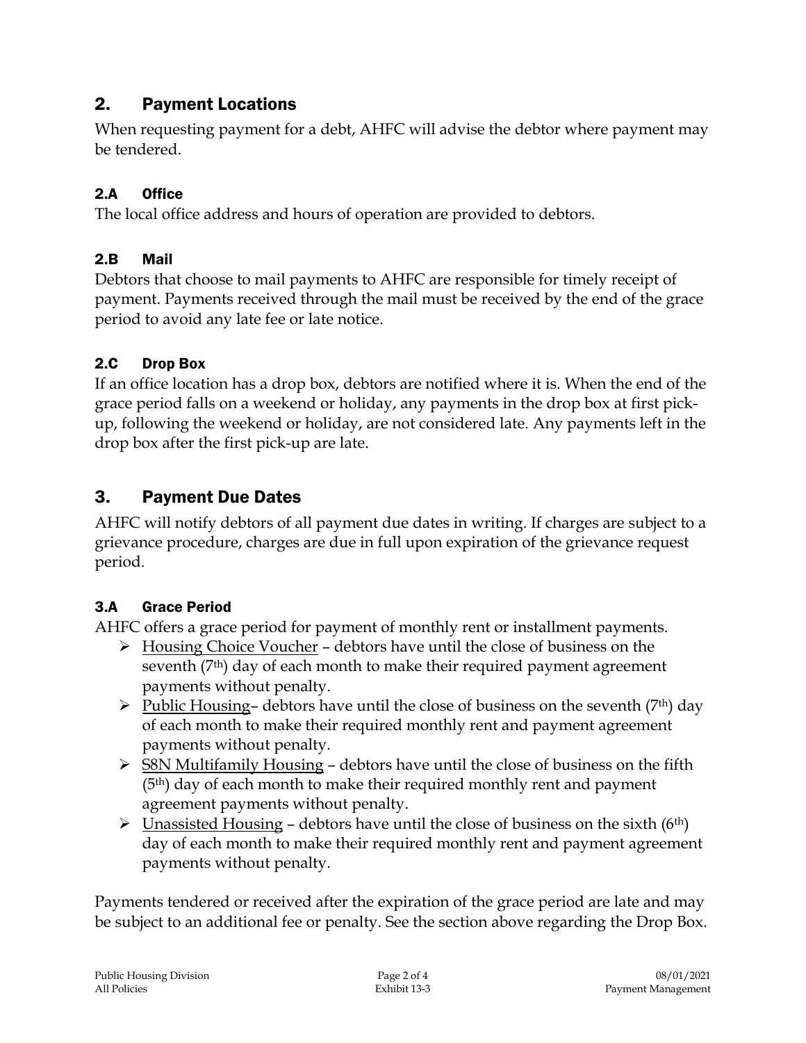## 2. Payment Locations

When requesting payment for a debt, AHFC will advise the debtor where payment may be tendered.

### 2.A Office

The local office address and hours of operation are provided to debtors.

### 2.B Mail

Debtors that choose to mail payments to AHFC are responsible for timely receipt of payment. Payments received through the mail must be received by the end of the grace period to avoid any late fee or late notice.

### 2.C Drop Box

If an office location has a drop box, debtors are notified where it is. When the end of the grace period falls on a weekend or holiday, any payments in the drop box at first pick-up, following the weekend or holiday, are not considered late. Any payments left in the drop box after the first pick-up are late.

## 3. Payment Due Dates

AHFC will notify debtors of all payment due dates in writing. If charges are subject to a grievance procedure, charges are due in full upon expiration of the grievance request period.

### 3.A Grace Period

AHFC offers a grace period for payment of monthly rent or installment payments.

- Housing Choice Voucher – debtors have until the close of business on the seventh (7th) day of each month to make their required payment agreement payments without penalty.
- Public Housing– debtors have until the close of business on the seventh (7th) day of each month to make their required monthly rent and payment agreement payments without penalty.
- S8N Multifamily Housing – debtors have until the close of business on the fifth (5th) day of each month to make their required monthly rent and payment agreement payments without penalty.
- Unassisted Housing – debtors have until the close of business on the sixth (6th) day of each month to make their required monthly rent and payment agreement payments without penalty.

Payments tendered or received after the expiration of the grace period are late and may be subject to an additional fee or penalty. See the section above regarding the Drop Box.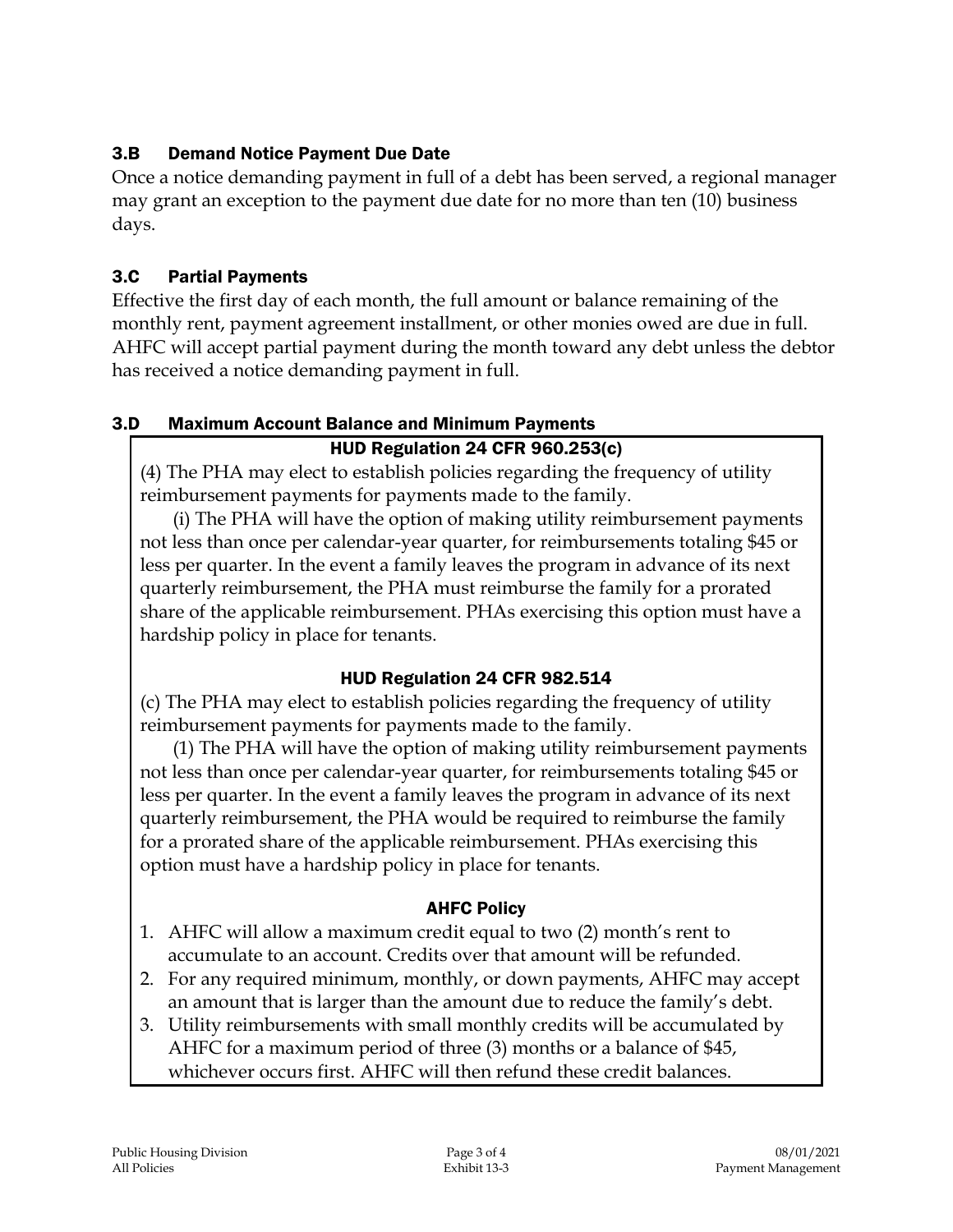### 3.B Demand Notice Payment Due Date

Once a notice demanding payment in full of a debt has been served, a regional manager may grant an exception to the payment due date for no more than ten (10) business days.

### 3.C Partial Payments

Effective the first day of each month, the full amount or balance remaining of the monthly rent, payment agreement installment, or other monies owed are due in full. AHFC will accept partial payment during the month toward any debt unless the debtor has received a notice demanding payment in full.

### 3.D Maximum Account Balance and Minimum Payments

**HUD Regulation 24 CFR 960.253(c)**

(4) The PHA may elect to establish policies regarding the frequency of utility reimbursement payments for payments made to the family.

(i) The PHA will have the option of making utility reimbursement payments not less than once per calendar-year quarter, for reimbursements totaling $45 or less per quarter. In the event a family leaves the program in advance of its next quarterly reimbursement, the PHA must reimburse the family for a prorated share of the applicable reimbursement. PHAs exercising this option must have a hardship policy in place for tenants.

**HUD Regulation 24 CFR 982.514**

(c) The PHA may elect to establish policies regarding the frequency of utility reimbursement payments for payments made to the family.

(1) The PHA will have the option of making utility reimbursement payments not less than once per calendar-year quarter, for reimbursements totaling $45 or less per quarter. In the event a family leaves the program in advance of its next quarterly reimbursement, the PHA would be required to reimburse the family for a prorated share of the applicable reimbursement. PHAs exercising this option must have a hardship policy in place for tenants.

**AHFC Policy**

1. AHFC will allow a maximum credit equal to two (2) month's rent to accumulate to an account. Credits over that amount will be refunded.
2. For any required minimum, monthly, or down payments, AHFC may accept an amount that is larger than the amount due to reduce the family's debt.
3. Utility reimbursements with small monthly credits will be accumulated by AHFC for a maximum period of three (3) months or a balance of $45, whichever occurs first. AHFC will then refund these credit balances.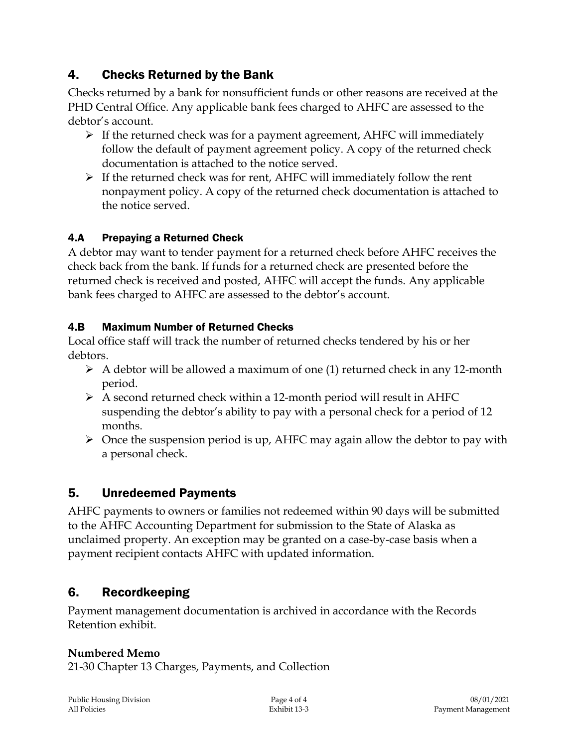## 4. Checks Returned by the Bank

Checks returned by a bank for nonsufficient funds or other reasons are received at the PHD Central Office. Any applicable bank fees charged to AHFC are assessed to the debtor's account.

- If the returned check was for a payment agreement, AHFC will immediately follow the default of payment agreement policy. A copy of the returned check documentation is attached to the notice served.
- If the returned check was for rent, AHFC will immediately follow the rent nonpayment policy. A copy of the returned check documentation is attached to the notice served.

### 4.A Prepaying a Returned Check

A debtor may want to tender payment for a returned check before AHFC receives the check back from the bank. If funds for a returned check are presented before the returned check is received and posted, AHFC will accept the funds. Any applicable bank fees charged to AHFC are assessed to the debtor's account.

### 4.B Maximum Number of Returned Checks

Local office staff will track the number of returned checks tendered by his or her debtors.

- A debtor will be allowed a maximum of one (1) returned check in any 12-month period.
- A second returned check within a 12-month period will result in AHFC suspending the debtor's ability to pay with a personal check for a period of 12 months.
- Once the suspension period is up, AHFC may again allow the debtor to pay with a personal check.

## 5. Unredeemed Payments

AHFC payments to owners or families not redeemed within 90 days will be submitted to the AHFC Accounting Department for submission to the State of Alaska as unclaimed property. An exception may be granted on a case-by-case basis when a payment recipient contacts AHFC with updated information.

## 6. Recordkeeping

Payment management documentation is archived in accordance with the Records Retention exhibit.

**Numbered Memo**

21-30 Chapter 13 Charges, Payments, and Collection